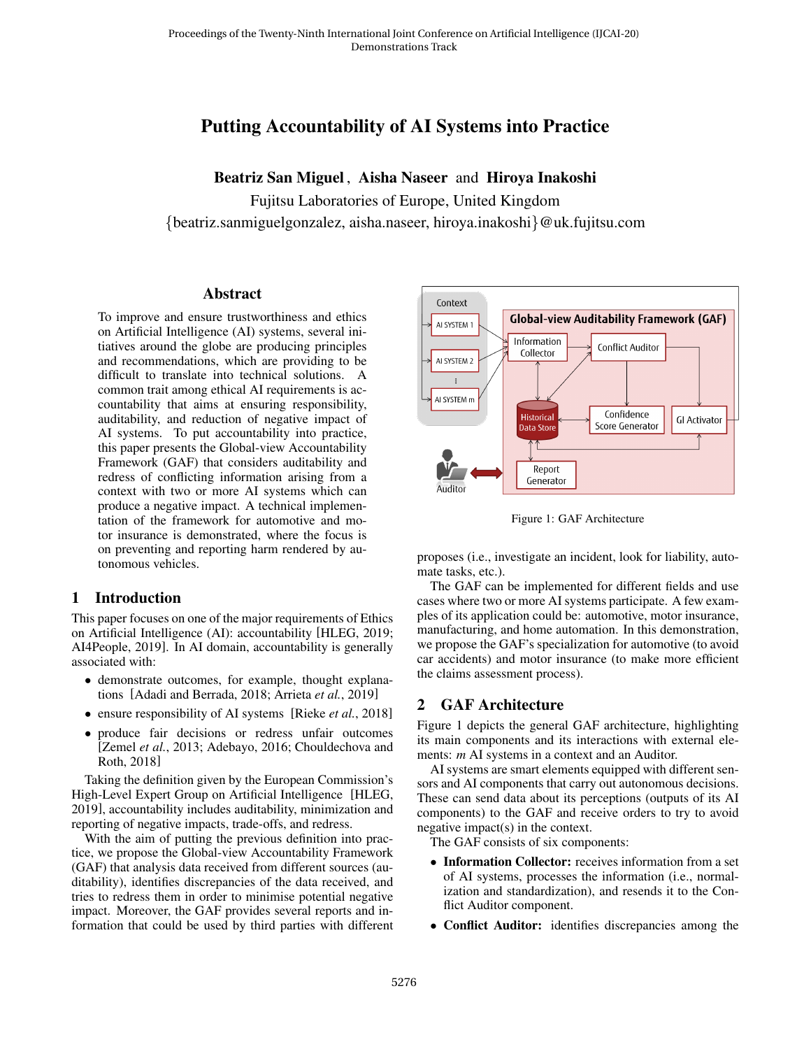# Putting Accountability of AI Systems into Practice

**Beatriz San Miguel**, **Aisha Naseer** and **Hiroya Inakoshi**

Fujitsu Laboratories of Europe, United Kingdom

{beatriz.sanmiguelgonzalez, aisha.naseer, hiroya.inakoshi}@uk.fujitsu.com

## Abstract

To improve and ensure trustworthiness and ethics on Artificial Intelligence (AI) systems, several initiatives around the globe are producing principles and recommendations, which are providing to be difficult to translate into technical solutions. A common trait among ethical AI requirements is accountability that aims at ensuring responsibility, auditability, and reduction of negative impact of AI systems. To put accountability into practice, this paper presents the Global-view Accountability Framework (GAF) that considers auditability and redress of conflicting information arising from a context with two or more AI systems which can produce a negative impact. A technical implementation of the framework for automotive and motor insurance is demonstrated, where the focus is on preventing and reporting harm rendered by autonomous vehicles.

## 1 Introduction

This paper focuses on one of the major requirements of Ethics on Artificial Intelligence (AI): accountability [HLEG, 2019; AI4People, 2019]. In AI domain, accountability is generally associated with:

- demonstrate outcomes, for example, thought explanations [Adadi and Berrada, 2018; Arrieta *et al.*, 2019]
- ensure responsibility of AI systems [Rieke *et al.*, 2018]
- produce fair decisions or redress unfair outcomes [Zemel *et al.*, 2013; Adebayo, 2016; Chouldechova and Roth, 2018]

Taking the definition given by the European Commission's High-Level Expert Group on Artificial Intelligence [HLEG, 2019], accountability includes auditability, minimization and reporting of negative impacts, trade-offs, and redress.

With the aim of putting the previous definition into practice, we propose the Global-view Accountability Framework (GAF) that analysis data received from different sources (auditability), identifies discrepancies of the data received, and tries to redress them in order to minimise potential negative impact. Moreover, the GAF provides several reports and information that could be used by third parties with different proposes (i.e., investigate an incident, look for liability, automate tasks, etc.).

The GAF can be implemented for different fields and use cases where two or more AI systems participate. A few examples of its application could be: automotive, motor insurance, manufacturing, and home automation. In this demonstration, we propose the GAF's specialization for automotive (to avoid car accidents) and motor insurance (to make more efficient the claims assessment process).

Figure 1: GAF Architecture

## 2 GAF Architecture

Figure 1 depicts the general GAF architecture, highlighting its main components and its interactions with external elements: $m$ AI systems in a context and an Auditor.

AI systems are smart elements equipped with different sensors and AI components that carry out autonomous decisions. These can send data about its perceptions (outputs of its AI components) to the GAF and receive orders to try to avoid negative impact(s) in the context.

The GAF consists of six components:

- **Information Collector:** receives information from a set of AI systems, processes the information (i.e., normalization and standardization), and resends it to the Conflict Auditor component.
- **Conflict Auditor:** identifies discrepancies among the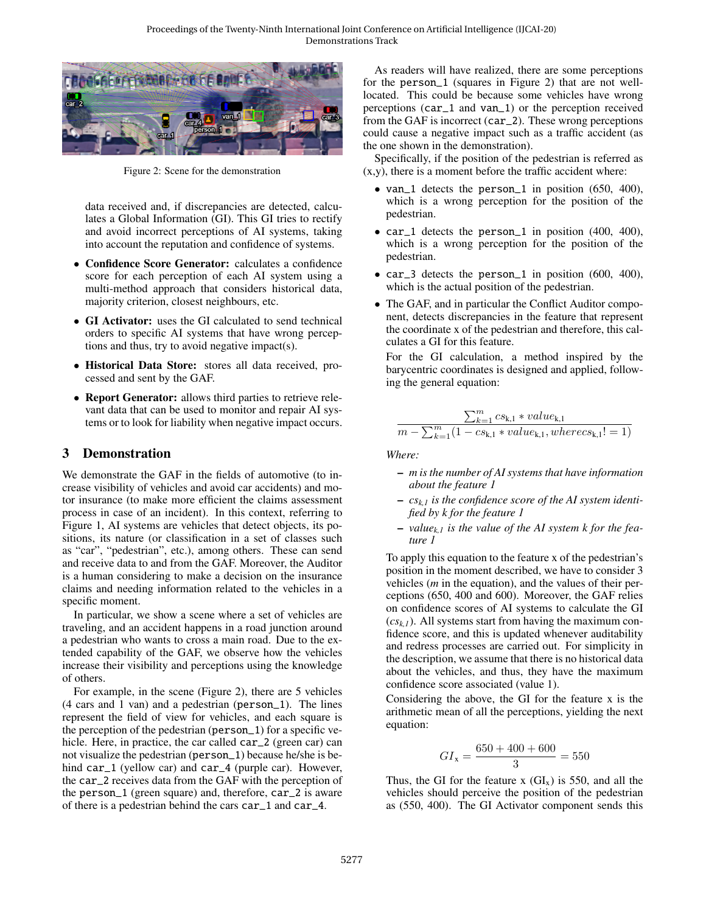Figure 2: Scene for the demonstration

data received and, if discrepancies are detected, calculates a Global Information (GI). This GI tries to rectify and avoid incorrect perceptions of AI systems, taking into account the reputation and confidence of systems.

- **Confidence Score Generator:** calculates a confidence score for each perception of each AI system using a multi-method approach that considers historical data, majority criterion, closest neighbours, etc.
- **GI Activator:** uses the GI calculated to send technical orders to specific AI systems that have wrong perceptions and thus, try to avoid negative impact(s).
- **Historical Data Store:** stores all data received, processed and sent by the GAF.
- **Report Generator:** allows third parties to retrieve relevant data that can be used to monitor and repair AI systems or to look for liability when negative impact occurs.

## 3 Demonstration

We demonstrate the GAF in the fields of automotive (to increase visibility of vehicles and avoid car accidents) and motor insurance (to make more efficient the claims assessment process in case of an incident). In this context, referring to Figure 1, AI systems are vehicles that detect objects, its positions, its nature (or classification in a set of classes such as "car", "pedestrian", etc.), among others. These can send and receive data to and from the GAF. Moreover, the Auditor is a human considering to make a decision on the insurance claims and needing information related to the vehicles in a specific moment.

In particular, we show a scene where a set of vehicles are traveling, and an accident happens in a road junction around a pedestrian who wants to cross a main road. Due to the extended capability of the GAF, we observe how the vehicles increase their visibility and perceptions using the knowledge of others.

For example, in the scene (Figure 2), there are 5 vehicles (4 cars and 1 van) and a pedestrian (person_1). The lines represent the field of view for vehicles, and each square is the perception of the pedestrian (person_1) for a specific vehicle. Here, in practice, the car called car_2 (green car) can not visualize the pedestrian (person_1) because he/she is behind car_1 (yellow car) and car_4 (purple car). However, the car_2 receives data from the GAF with the perception of the person_1 (green square) and, therefore, car_2 is aware of there is a pedestrian behind the cars car_1 and car_4.

As readers will have realized, there are some perceptions for the person_1 (squares in Figure 2) that are not well-located. This could be because some vehicles have wrong perceptions (car_1 and van_1) or the perception received from the GAF is incorrect (car_2). These wrong perceptions could cause a negative impact such as a traffic accident (as the one shown in the demonstration).

Specifically, if the position of the pedestrian is referred as (x,y), there is a moment before the traffic accident where:

- van_1 detects the person_1 in position (650, 400), which is a wrong perception for the position of the pedestrian.
- car_1 detects the person_1 in position (400, 400), which is a wrong perception for the position of the pedestrian.
- car_3 detects the person_1 in position (600, 400), which is the actual position of the pedestrian.
- The GAF, and in particular the Conflict Auditor component, detects discrepancies in the feature that represent the coordinate x of the pedestrian and therefore, this calculates a GI for this feature.

  For the GI calculation, a method inspired by the barycentric coordinates is designed and applied, following the general equation:

$$\frac{\sum_{k=1}^{m} cs_{\mathrm{k,1}} * value_{\mathrm{k,1}}}{m - \sum_{k=1}^{m}(1 - cs_{\mathrm{k,1}} * value_{\mathrm{k,1}}, where cs_{\mathrm{k,1}} != 1)}$$

  *Where:*

  - *m is the number of AI systems that have information about the feature 1*
  - *$cs_{k,1}$ is the confidence score of the AI system identified by k for the feature 1*
  - *$value_{k,1}$ is the value of the AI system k for the feature 1*

  To apply this equation to the feature x of the pedestrian's position in the moment described, we have to consider 3 vehicles (*m* in the equation), and the values of their perceptions (650, 400 and 600). Moreover, the GAF relies on confidence scores of AI systems to calculate the GI ($cs_{k,1}$). All systems start from having the maximum confidence score, and this is updated whenever auditability and redress processes are carried out. For simplicity in the description, we assume that there is no historical data about the vehicles, and thus, they have the maximum confidence score associated (value 1).

  Considering the above, the GI for the feature x is the arithmetic mean of all the perceptions, yielding the next equation:

$$GI_{\mathrm{x}} = \frac{650 + 400 + 600}{3} = 550$$

  Thus, the GI for the feature x ($GI_x$) is 550, and all the vehicles should perceive the position of the pedestrian as (550, 400). The GI Activator component sends this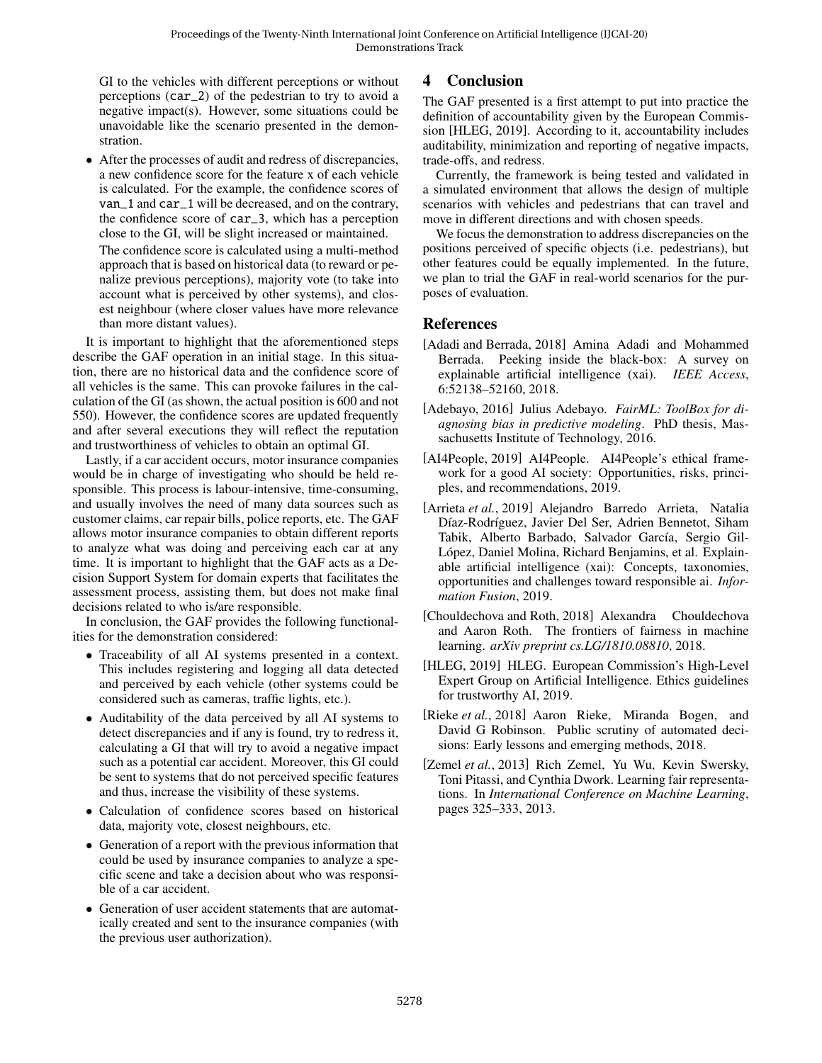GI to the vehicles with different perceptions or without perceptions (car_2) of the pedestrian to try to avoid a negative impact(s). However, some situations could be unavoidable like the scenario presented in the demonstration.

- After the processes of audit and redress of discrepancies, a new confidence score for the feature x of each vehicle is calculated. For the example, the confidence scores of van_1 and car_1 will be decreased, and on the contrary, the confidence score of car_3, which has a perception close to the GI, will be slight increased or maintained.

  The confidence score is calculated using a multi-method approach that is based on historical data (to reward or penalize previous perceptions), majority vote (to take into account what is perceived by other systems), and closest neighbour (where closer values have more relevance than more distant values).

It is important to highlight that the aforementioned steps describe the GAF operation in an initial stage. In this situation, there are no historical data and the confidence score of all vehicles is the same. This can provoke failures in the calculation of the GI (as shown, the actual position is 600 and not 550). However, the confidence scores are updated frequently and after several executions they will reflect the reputation and trustworthiness of vehicles to obtain an optimal GI.

Lastly, if a car accident occurs, motor insurance companies would be in charge of investigating who should be held responsible. This process is labour-intensive, time-consuming, and usually involves the need of many data sources such as customer claims, car repair bills, police reports, etc. The GAF allows motor insurance companies to obtain different reports to analyze what was doing and perceiving each car at any time. It is important to highlight that the GAF acts as a Decision Support System for domain experts that facilitates the assessment process, assisting them, but does not make final decisions related to who is/are responsible.

In conclusion, the GAF provides the following functionalities for the demonstration considered:

- Traceability of all AI systems presented in a context. This includes registering and logging all data detected and perceived by each vehicle (other systems could be considered such as cameras, traffic lights, etc.).
- Auditability of the data perceived by all AI systems to detect discrepancies and if any is found, try to redress it, calculating a GI that will try to avoid a negative impact such as a potential car accident. Moreover, this GI could be sent to systems that do not perceived specific features and thus, increase the visibility of these systems.
- Calculation of confidence scores based on historical data, majority vote, closest neighbours, etc.
- Generation of a report with the previous information that could be used by insurance companies to analyze a specific scene and take a decision about who was responsible of a car accident.
- Generation of user accident statements that are automatically created and sent to the insurance companies (with the previous user authorization).

## 4 Conclusion

The GAF presented is a first attempt to put into practice the definition of accountability given by the European Commission [HLEG, 2019]. According to it, accountability includes auditability, minimization and reporting of negative impacts, trade-offs, and redress.

Currently, the framework is being tested and validated in a simulated environment that allows the design of multiple scenarios with vehicles and pedestrians that can travel and move in different directions and with chosen speeds.

We focus the demonstration to address discrepancies on the positions perceived of specific objects (i.e. pedestrians), but other features could be equally implemented. In the future, we plan to trial the GAF in real-world scenarios for the purposes of evaluation.

## References

[Adadi and Berrada, 2018] Amina Adadi and Mohammed Berrada. Peeking inside the black-box: A survey on explainable artificial intelligence (xai). *IEEE Access*, 6:52138–52160, 2018.

[Adebayo, 2016] Julius Adebayo. *FairML: ToolBox for diagnosing bias in predictive modeling*. PhD thesis, Massachusetts Institute of Technology, 2016.

[AI4People, 2019] AI4People. AI4People's ethical framework for a good AI society: Opportunities, risks, principles, and recommendations, 2019.

[Arrieta *et al.*, 2019] Alejandro Barredo Arrieta, Natalia Díaz-Rodríguez, Javier Del Ser, Adrien Bennetot, Siham Tabik, Alberto Barbado, Salvador García, Sergio Gil-López, Daniel Molina, Richard Benjamins, et al. Explainable artificial intelligence (xai): Concepts, taxonomies, opportunities and challenges toward responsible ai. *Information Fusion*, 2019.

[Chouldechova and Roth, 2018] Alexandra Chouldechova and Aaron Roth. The frontiers of fairness in machine learning. *arXiv preprint cs.LG/1810.08810*, 2018.

[HLEG, 2019] HLEG. European Commission's High-Level Expert Group on Artificial Intelligence. Ethics guidelines for trustworthy AI, 2019.

[Rieke *et al.*, 2018] Aaron Rieke, Miranda Bogen, and David G Robinson. Public scrutiny of automated decisions: Early lessons and emerging methods, 2018.

[Zemel *et al.*, 2013] Rich Zemel, Yu Wu, Kevin Swersky, Toni Pitassi, and Cynthia Dwork. Learning fair representations. In *International Conference on Machine Learning*, pages 325–333, 2013.